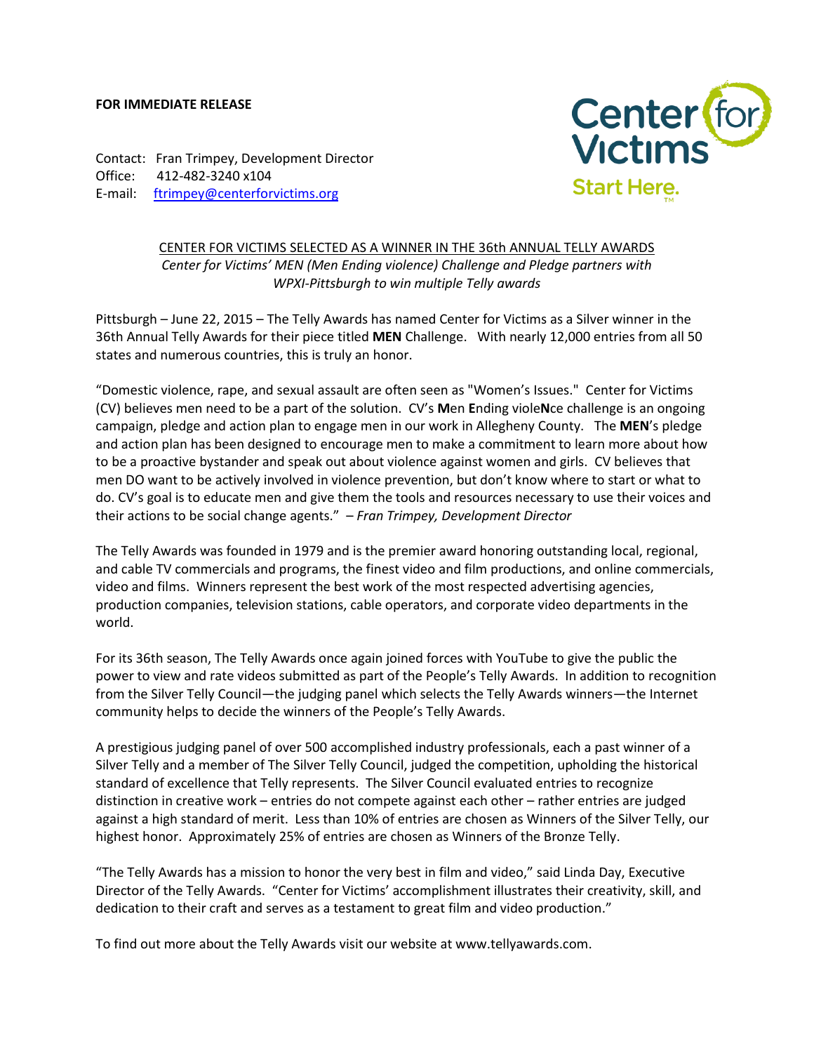**FOR IMMEDIATE RELEASE**

Contact: Fran Trimpey, Development Director
Office: 412-482-3240 x104
E-mail: ftrimpey@centerforvictims.org

Center for Victims
Start Here.™

## CENTER FOR VICTIMS SELECTED AS A WINNER IN THE 36th ANNUAL TELLY AWARDS

*Center for Victims' MEN (Men Ending violence) Challenge and Pledge partners with WPXI-Pittsburgh to win multiple Telly awards*

Pittsburgh – June 22, 2015 – The Telly Awards has named Center for Victims as a Silver winner in the 36th Annual Telly Awards for their piece titled **MEN** Challenge. With nearly 12,000 entries from all 50 states and numerous countries, this is truly an honor.

"Domestic violence, rape, and sexual assault are often seen as "Women's Issues." Center for Victims (CV) believes men need to be a part of the solution. CV's **M**en **E**nding viole**N**ce challenge is an ongoing campaign, pledge and action plan to engage men in our work in Allegheny County. The **MEN**'s pledge and action plan has been designed to encourage men to make a commitment to learn more about how to be a proactive bystander and speak out about violence against women and girls. CV believes that men DO want to be actively involved in violence prevention, but don't know where to start or what to do. CV's goal is to educate men and give them the tools and resources necessary to use their voices and their actions to be social change agents." – *Fran Trimpey, Development Director*

The Telly Awards was founded in 1979 and is the premier award honoring outstanding local, regional, and cable TV commercials and programs, the finest video and film productions, and online commercials, video and films. Winners represent the best work of the most respected advertising agencies, production companies, television stations, cable operators, and corporate video departments in the world.

For its 36th season, The Telly Awards once again joined forces with YouTube to give the public the power to view and rate videos submitted as part of the People's Telly Awards. In addition to recognition from the Silver Telly Council—the judging panel which selects the Telly Awards winners—the Internet community helps to decide the winners of the People's Telly Awards.

A prestigious judging panel of over 500 accomplished industry professionals, each a past winner of a Silver Telly and a member of The Silver Telly Council, judged the competition, upholding the historical standard of excellence that Telly represents. The Silver Council evaluated entries to recognize distinction in creative work – entries do not compete against each other – rather entries are judged against a high standard of merit. Less than 10% of entries are chosen as Winners of the Silver Telly, our highest honor. Approximately 25% of entries are chosen as Winners of the Bronze Telly.

"The Telly Awards has a mission to honor the very best in film and video," said Linda Day, Executive Director of the Telly Awards. "Center for Victims' accomplishment illustrates their creativity, skill, and dedication to their craft and serves as a testament to great film and video production."

To find out more about the Telly Awards visit our website at www.tellyawards.com.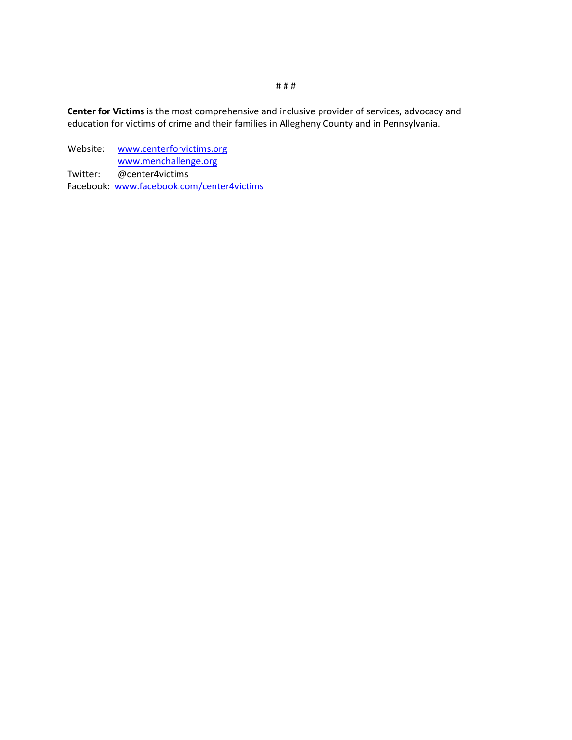# # #

**Center for Victims** is the most comprehensive and inclusive provider of services, advocacy and education for victims of crime and their families in Allegheny County and in Pennsylvania.

Website: www.centerforvictims.org
www.menchallenge.org
Twitter: @center4victims
Facebook: www.facebook.com/center4victims